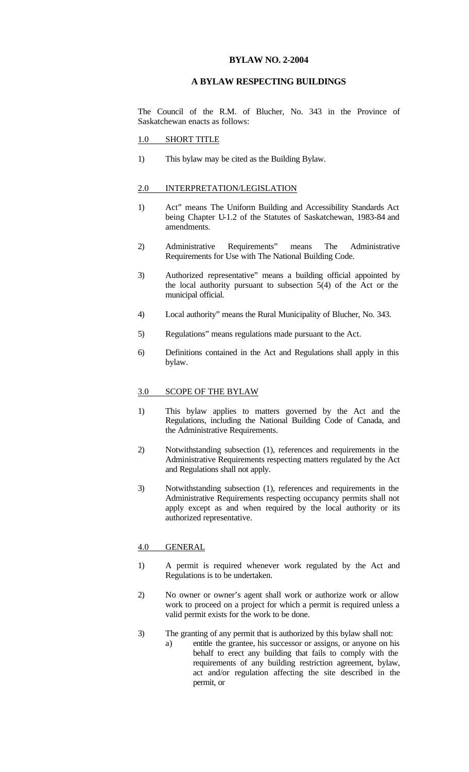# BYLAW NO. 2-2004

## A BYLAW RESPECTING BUILDINGS

The Council of the R.M. of Blucher, No. 343 in the Province of Saskatchewan enacts as follows:

## 1.0 SHORT TITLE

1) This bylaw may be cited as the Building Bylaw.

## 2.0 INTERPRETATION/LEGISLATION

1) Act" means The Uniform Building and Accessibility Standards Act being Chapter U-1.2 of the Statutes of Saskatchewan, 1983-84 and amendments.

2) Administrative Requirements" means The Administrative Requirements for Use with The National Building Code.

3) Authorized representative" means a building official appointed by the local authority pursuant to subsection 5(4) of the Act or the municipal official.

4) Local authority" means the Rural Municipality of Blucher, No. 343.

5) Regulations" means regulations made pursuant to the Act.

6) Definitions contained in the Act and Regulations shall apply in this bylaw.

## 3.0 SCOPE OF THE BYLAW

1) This bylaw applies to matters governed by the Act and the Regulations, including the National Building Code of Canada, and the Administrative Requirements.

2) Notwithstanding subsection (1), references and requirements in the Administrative Requirements respecting matters regulated by the Act and Regulations shall not apply.

3) Notwithstanding subsection (1), references and requirements in the Administrative Requirements respecting occupancy permits shall not apply except as and when required by the local authority or its authorized representative.

## 4.0 GENERAL

1) A permit is required whenever work regulated by the Act and Regulations is to be undertaken.

2) No owner or owner's agent shall work or authorize work or allow work to proceed on a project for which a permit is required unless a valid permit exists for the work to be done.

3) The granting of any permit that is authorized by this bylaw shall not:
   a) entitle the grantee, his successor or assigns, or anyone on his behalf to erect any building that fails to comply with the requirements of any building restriction agreement, bylaw, act and/or regulation affecting the site described in the permit, or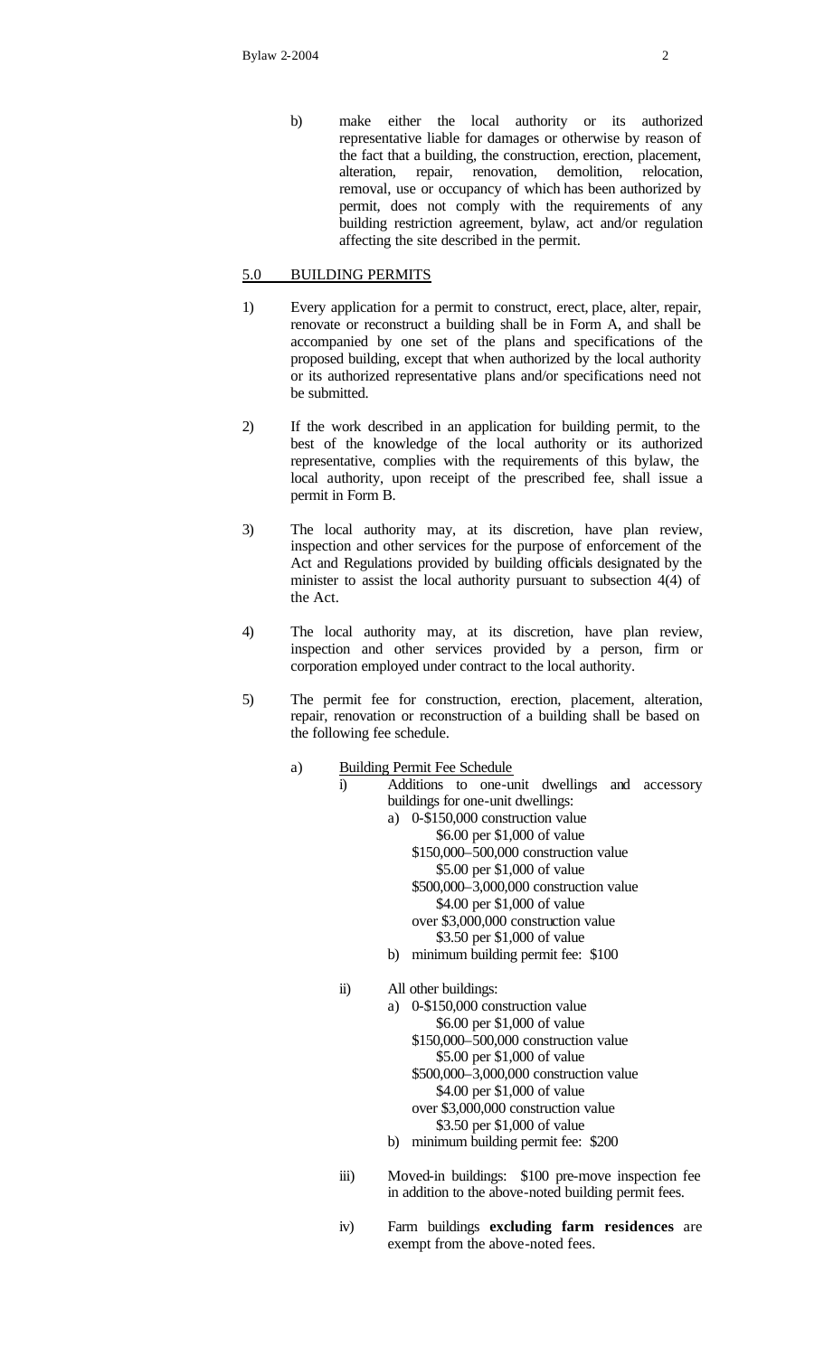b) make either the local authority or its authorized representative liable for damages or otherwise by reason of the fact that a building, the construction, erection, placement, alteration, repair, renovation, demolition, relocation, removal, use or occupancy of which has been authorized by permit, does not comply with the requirements of any building restriction agreement, bylaw, act and/or regulation affecting the site described in the permit.

## 5.0 BUILDING PERMITS

1) Every application for a permit to construct, erect, place, alter, repair, renovate or reconstruct a building shall be in Form A, and shall be accompanied by one set of the plans and specifications of the proposed building, except that when authorized by the local authority or its authorized representative plans and/or specifications need not be submitted.

2) If the work described in an application for building permit, to the best of the knowledge of the local authority or its authorized representative, complies with the requirements of this bylaw, the local authority, upon receipt of the prescribed fee, shall issue a permit in Form B.

3) The local authority may, at its discretion, have plan review, inspection and other services for the purpose of enforcement of the Act and Regulations provided by building officials designated by the minister to assist the local authority pursuant to subsection 4(4) of the Act.

4) The local authority may, at its discretion, have plan review, inspection and other services provided by a person, firm or corporation employed under contract to the local authority.

5) The permit fee for construction, erection, placement, alteration, repair, renovation or reconstruction of a building shall be based on the following fee schedule.

   a) Building Permit Fee Schedule

      i) Additions to one-unit dwellings and accessory buildings for one-unit dwellings:

         a) 0-$150,000 construction value
            $6.00 per $1,000 of value
            $150,000–500,000 construction value
            $5.00 per $1,000 of value
            $500,000–3,000,000 construction value
            $4.00 per $1,000 of value
            over $3,000,000 construction value
            $3.50 per $1,000 of value

         b) minimum building permit fee: $100

      ii) All other buildings:

         a) 0-$150,000 construction value
            $6.00 per $1,000 of value
            $150,000–500,000 construction value
            $5.00 per $1,000 of value
            $500,000–3,000,000 construction value
            $4.00 per $1,000 of value
            over $3,000,000 construction value
            $3.50 per $1,000 of value

         b) minimum building permit fee: $200

      iii) Moved-in buildings: $100 pre-move inspection fee in addition to the above-noted building permit fees.

      iv) Farm buildings **excluding farm residences** are exempt from the above-noted fees.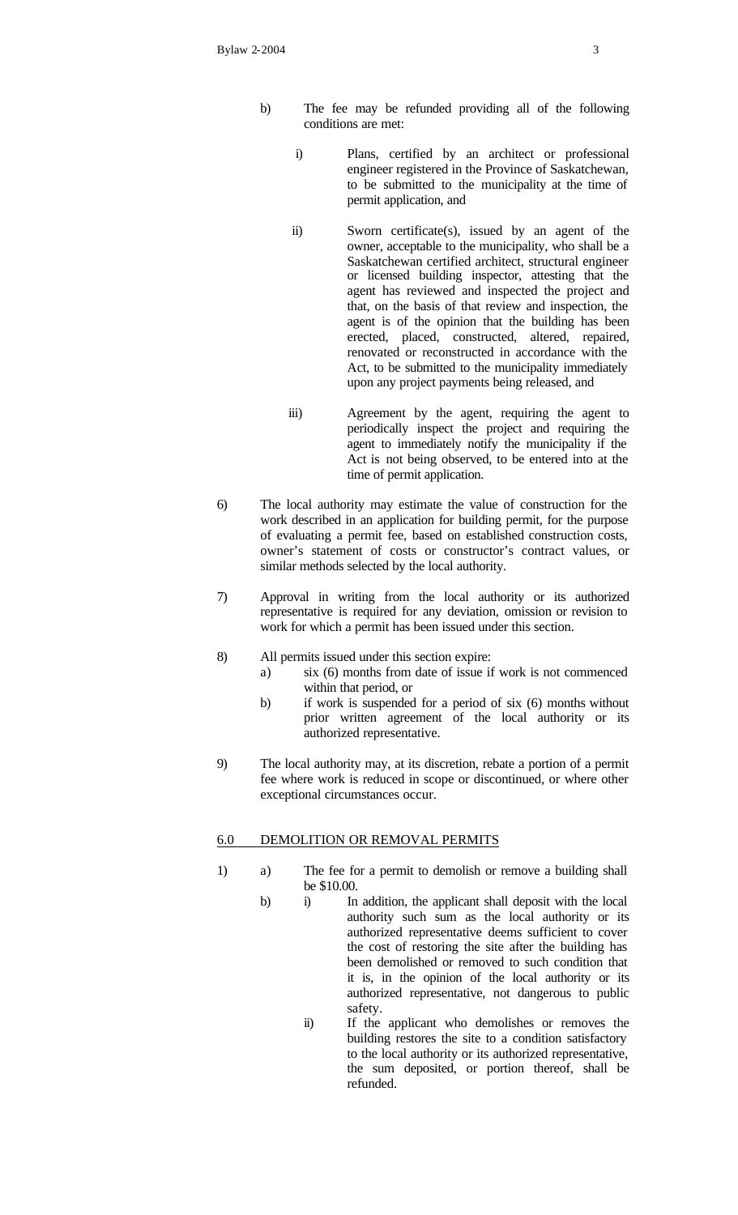b) The fee may be refunded providing all of the following conditions are met:

   i) Plans, certified by an architect or professional engineer registered in the Province of Saskatchewan, to be submitted to the municipality at the time of permit application, and

   ii) Sworn certificate(s), issued by an agent of the owner, acceptable to the municipality, who shall be a Saskatchewan certified architect, structural engineer or licensed building inspector, attesting that the agent has reviewed and inspected the project and that, on the basis of that review and inspection, the agent is of the opinion that the building has been erected, placed, constructed, altered, repaired, renovated or reconstructed in accordance with the Act, to be submitted to the municipality immediately upon any project payments being released, and

   iii) Agreement by the agent, requiring the agent to periodically inspect the project and requiring the agent to immediately notify the municipality if the Act is not being observed, to be entered into at the time of permit application.

6) The local authority may estimate the value of construction for the work described in an application for building permit, for the purpose of evaluating a permit fee, based on established construction costs, owner's statement of costs or constructor's contract values, or similar methods selected by the local authority.

7) Approval in writing from the local authority or its authorized representative is required for any deviation, omission or revision to work for which a permit has been issued under this section.

8) All permits issued under this section expire:
   a) six (6) months from date of issue if work is not commenced within that period, or
   b) if work is suspended for a period of six (6) months without prior written agreement of the local authority or its authorized representative.

9) The local authority may, at its discretion, rebate a portion of a permit fee where work is reduced in scope or discontinued, or where other exceptional circumstances occur.

## 6.0 DEMOLITION OR REMOVAL PERMITS

1) a) The fee for a permit to demolish or remove a building shall be $10.00.

   b) i) In addition, the applicant shall deposit with the local authority such sum as the local authority or its authorized representative deems sufficient to cover the cost of restoring the site after the building has been demolished or removed to such condition that it is, in the opinion of the local authority or its authorized representative, not dangerous to public safety.

   ii) If the applicant who demolishes or removes the building restores the site to a condition satisfactory to the local authority or its authorized representative, the sum deposited, or portion thereof, shall be refunded.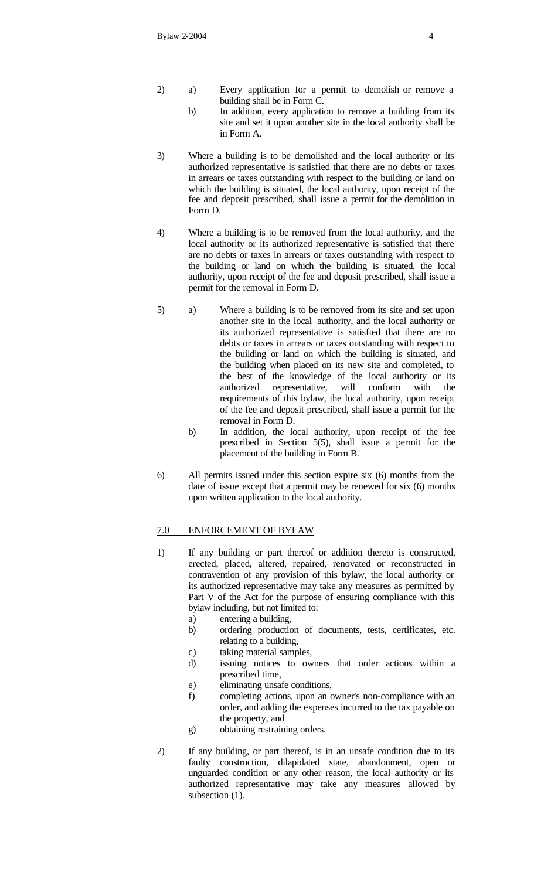2) a) Every application for a permit to demolish or remove a building shall be in Form C.

   b) In addition, every application to remove a building from its site and set it upon another site in the local authority shall be in Form A.

3) Where a building is to be demolished and the local authority or its authorized representative is satisfied that there are no debts or taxes in arrears or taxes outstanding with respect to the building or land on which the building is situated, the local authority, upon receipt of the fee and deposit prescribed, shall issue a permit for the demolition in Form D.

4) Where a building is to be removed from the local authority, and the local authority or its authorized representative is satisfied that there are no debts or taxes in arrears or taxes outstanding with respect to the building or land on which the building is situated, the local authority, upon receipt of the fee and deposit prescribed, shall issue a permit for the removal in Form D.

5) a) Where a building is to be removed from its site and set upon another site in the local authority, and the local authority or its authorized representative is satisfied that there are no debts or taxes in arrears or taxes outstanding with respect to the building or land on which the building is situated, and the building when placed on its new site and completed, to the best of the knowledge of the local authority or its authorized representative, will conform with the requirements of this bylaw, the local authority, upon receipt of the fee and deposit prescribed, shall issue a permit for the removal in Form D.

   b) In addition, the local authority, upon receipt of the fee prescribed in Section 5(5), shall issue a permit for the placement of the building in Form B.

6) All permits issued under this section expire six (6) months from the date of issue except that a permit may be renewed for six (6) months upon written application to the local authority.

## 7.0 ENFORCEMENT OF BYLAW

1) If any building or part thereof or addition thereto is constructed, erected, placed, altered, repaired, renovated or reconstructed in contravention of any provision of this bylaw, the local authority or its authorized representative may take any measures as permitted by Part V of the Act for the purpose of ensuring compliance with this bylaw including, but not limited to:
   a) entering a building,
   b) ordering production of documents, tests, certificates, etc. relating to a building,
   c) taking material samples,
   d) issuing notices to owners that order actions within a prescribed time,
   e) eliminating unsafe conditions,
   f) completing actions, upon an owner's non-compliance with an order, and adding the expenses incurred to the tax payable on the property, and
   g) obtaining restraining orders.

2) If any building, or part thereof, is in an unsafe condition due to its faulty construction, dilapidated state, abandonment, open or unguarded condition or any other reason, the local authority or its authorized representative may take any measures allowed by subsection (1).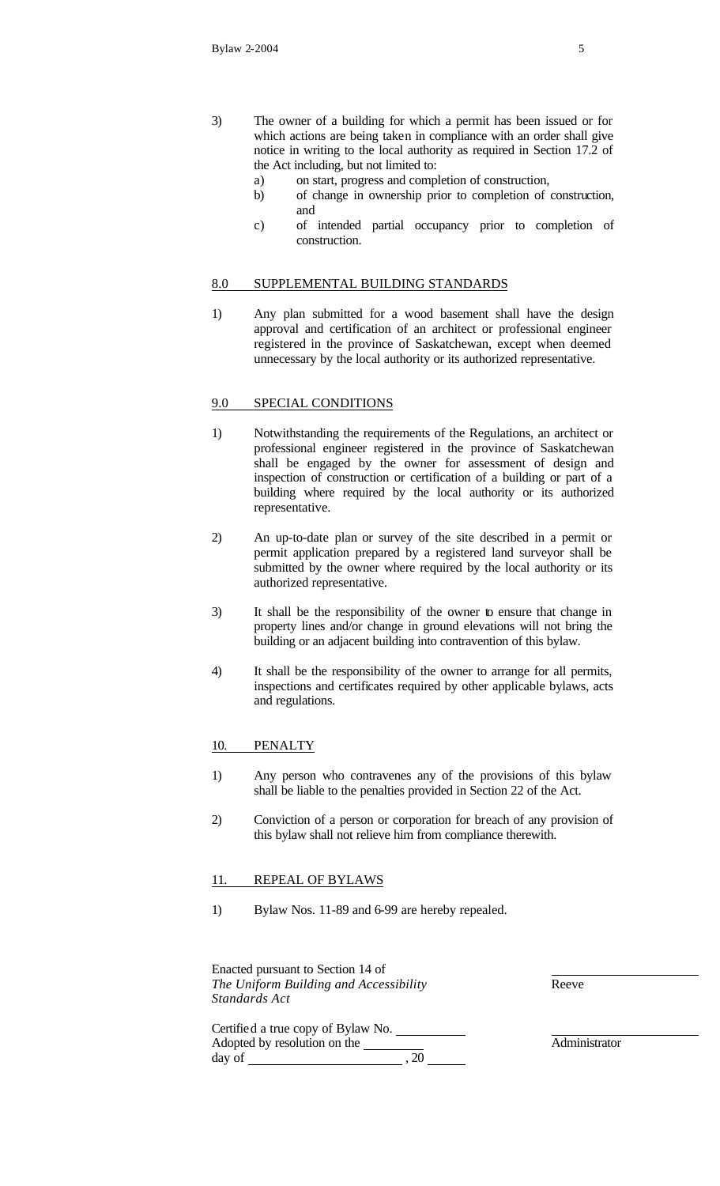3) The owner of a building for which a permit has been issued or for which actions are being taken in compliance with an order shall give notice in writing to the local authority as required in Section 17.2 of the Act including, but not limited to:
   a) on start, progress and completion of construction,
   b) of change in ownership prior to completion of construction, and
   c) of intended partial occupancy prior to completion of construction.

## 8.0 SUPPLEMENTAL BUILDING STANDARDS

1) Any plan submitted for a wood basement shall have the design approval and certification of an architect or professional engineer registered in the province of Saskatchewan, except when deemed unnecessary by the local authority or its authorized representative.

## 9.0 SPECIAL CONDITIONS

1) Notwithstanding the requirements of the Regulations, an architect or professional engineer registered in the province of Saskatchewan shall be engaged by the owner for assessment of design and inspection of construction or certification of a building or part of a building where required by the local authority or its authorized representative.

2) An up-to-date plan or survey of the site described in a permit or permit application prepared by a registered land surveyor shall be submitted by the owner where required by the local authority or its authorized representative.

3) It shall be the responsibility of the owner to ensure that change in property lines and/or change in ground elevations will not bring the building or an adjacent building into contravention of this bylaw.

4) It shall be the responsibility of the owner to arrange for all permits, inspections and certificates required by other applicable bylaws, acts and regulations.

## 10. PENALTY

1) Any person who contravenes any of the provisions of this bylaw shall be liable to the penalties provided in Section 22 of the Act.

2) Conviction of a person or corporation for breach of any provision of this bylaw shall not relieve him from compliance therewith.

## 11. REPEAL OF BYLAWS

1) Bylaw Nos. 11-89 and 6-99 are hereby repealed.

Enacted pursuant to Section 14 of
*The Uniform Building and Accessibility Standards Act*

\_\_\_\_\_\_\_\_\_\_\_\_\_\_\_\_\_\_\_\_
Reeve

Certified a true copy of Bylaw No. \_\_\_\_\_\_\_\_\_\_
Adopted by resolution on the \_\_\_\_\_\_\_\_\_
day of \_\_\_\_\_\_\_\_\_\_\_\_\_\_\_\_\_\_\_\_, 20 \_\_\_\_\_

\_\_\_\_\_\_\_\_\_\_\_\_\_\_\_\_\_\_\_\_
Administrator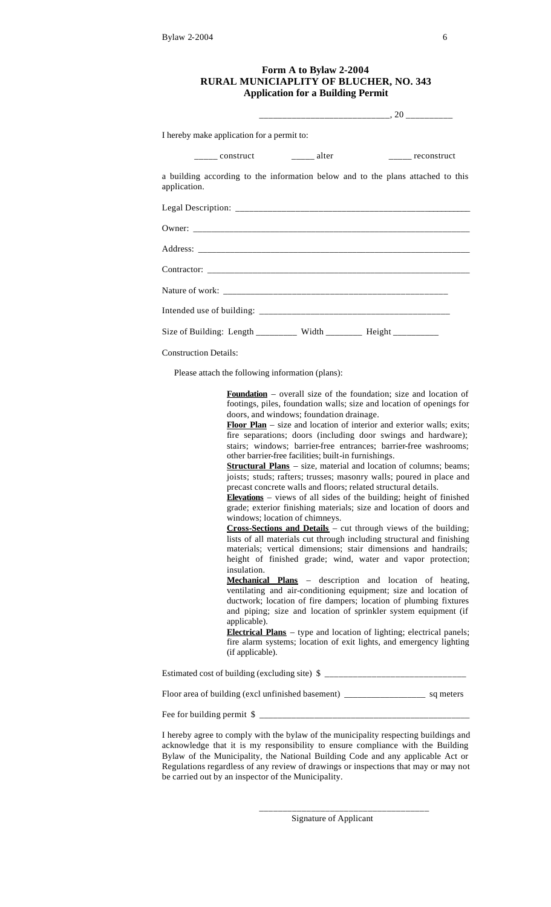# Form A to Bylaw 2-2004
## RURAL MUNICIAPLITY OF BLUCHER, NO. 343
### Application for a Building Permit

___________________________, 20 __________

I hereby make application for a permit to:

_____ construct _____ alter _____ reconstruct

a building according to the information below and to the plans attached to this application.

Legal Description: ___________________________________________________

Owner: ______________________________________________________________

Address: _____________________________________________________________

Contractor: ___________________________________________________________

Nature of work: ________________________________________________

Intended use of building: ________________________________________

Size of Building: Length _________ Width ________ Height __________

Construction Details:

Please attach the following information (plans):

**Foundation** – overall size of the foundation; size and location of footings, piles, foundation walls; size and location of openings for doors, and windows; foundation drainage.

**Floor Plan** – size and location of interior and exterior walls; exits; fire separations; doors (including door swings and hardware); stairs; windows; barrier-free entrances; barrier-free washrooms; other barrier-free facilities; built-in furnishings.

**Structural Plans** – size, material and location of columns; beams; joists; studs; rafters; trusses; masonry walls; poured in place and precast concrete walls and floors; related structural details.

**Elevations** – views of all sides of the building; height of finished grade; exterior finishing materials; size and location of doors and windows; location of chimneys.

**Cross-Sections and Details** – cut through views of the building; lists of all materials cut through including structural and finishing materials; vertical dimensions; stair dimensions and handrails; height of finished grade; wind, water and vapor protection; insulation.

**Mechanical Plans** – description and location of heating, ventilating and air-conditioning equipment; size and location of ductwork; location of fire dampers; location of plumbing fixtures and piping; size and location of sprinkler system equipment (if applicable).

**Electrical Plans** – type and location of lighting; electrical panels; fire alarm systems; location of exit lights, and emergency lighting (if applicable).

Estimated cost of building (excluding site) $ ______________________________

Floor area of building (excl unfinished basement) _________________ sq meters

Fee for building permit $ _______________________________________________

I hereby agree to comply with the bylaw of the municipality respecting buildings and acknowledge that it is my responsibility to ensure compliance with the Building Bylaw of the Municipality, the National Building Code and any applicable Act or Regulations regardless of any review of drawings or inspections that may or may not be carried out by an inspector of the Municipality.

_____________________________________

Signature of Applicant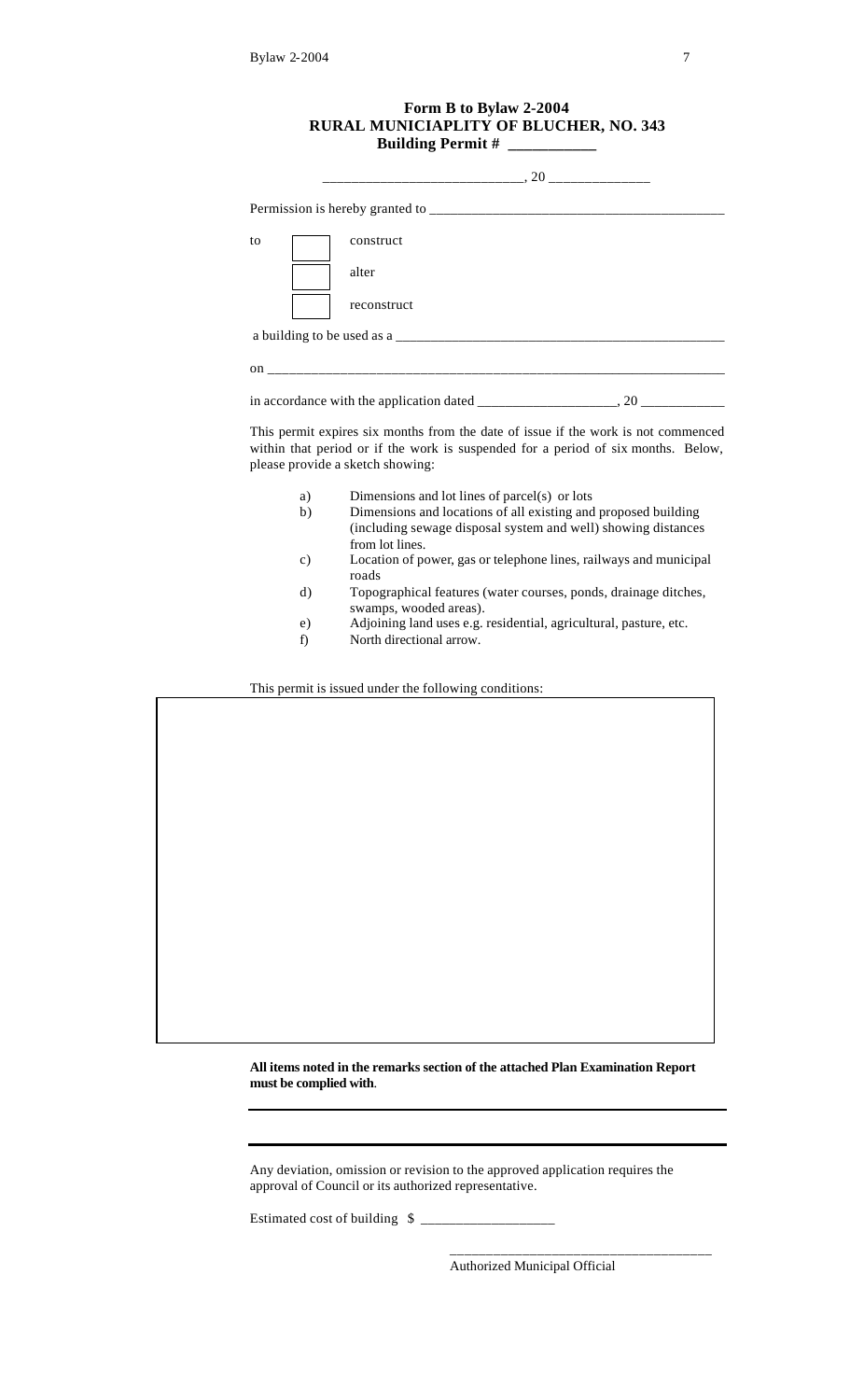**Form B to Bylaw 2-2004**
**RURAL MUNICIAPLITY OF BLUCHER, NO. 343**
**Building Permit # \_\_\_\_\_\_\_\_\_\_\_**

\_\_\_\_\_\_\_\_\_\_\_\_\_\_\_\_\_\_\_\_\_\_\_\_\_\_\_\_, 20 \_\_\_\_\_\_\_\_\_\_\_\_\_\_

Permission is hereby granted to \_\_\_\_\_\_\_\_\_\_\_\_\_\_\_\_\_\_\_\_\_\_\_\_\_\_\_\_\_\_\_\_\_\_\_\_\_\_\_\_\_\_

to

- ☐ construct
- ☐ alter
- ☐ reconstruct

a building to be used as a \_\_\_\_\_\_\_\_\_\_\_\_\_\_\_\_\_\_\_\_\_\_\_\_\_\_\_\_\_\_\_\_\_\_\_\_\_\_\_\_\_\_\_\_\_\_\_

on \_\_\_\_\_\_\_\_\_\_\_\_\_\_\_\_\_\_\_\_\_\_\_\_\_\_\_\_\_\_\_\_\_\_\_\_\_\_\_\_\_\_\_\_\_\_\_\_\_\_\_\_\_\_\_\_\_\_\_\_\_\_\_\_\_\_

in accordance with the application dated \_\_\_\_\_\_\_\_\_\_\_\_\_\_\_\_\_\_\_\_, 20 \_\_\_\_\_\_\_\_\_\_\_\_

This permit expires six months from the date of issue if the work is not commenced within that period or if the work is suspended for a period of six months. Below, please provide a sketch showing:

a) Dimensions and lot lines of parcel(s) or lots
b) Dimensions and locations of all existing and proposed building (including sewage disposal system and well) showing distances from lot lines.
c) Location of power, gas or telephone lines, railways and municipal roads
d) Topographical features (water courses, ponds, drainage ditches, swamps, wooded areas).
e) Adjoining land uses e.g. residential, agricultural, pasture, etc.
f) North directional arrow.

This permit is issued under the following conditions:

**All items noted in the remarks section of the attached Plan Examination Report must be complied with**.

Any deviation, omission or revision to the approved application requires the approval of Council or its authorized representative.

Estimated cost of building $ \_\_\_\_\_\_\_\_\_\_\_\_\_\_\_\_\_\_\_

\_\_\_\_\_\_\_\_\_\_\_\_\_\_\_\_\_\_\_\_\_\_\_\_\_\_\_\_\_\_\_\_\_\_\_\_\_\_
Authorized Municipal Official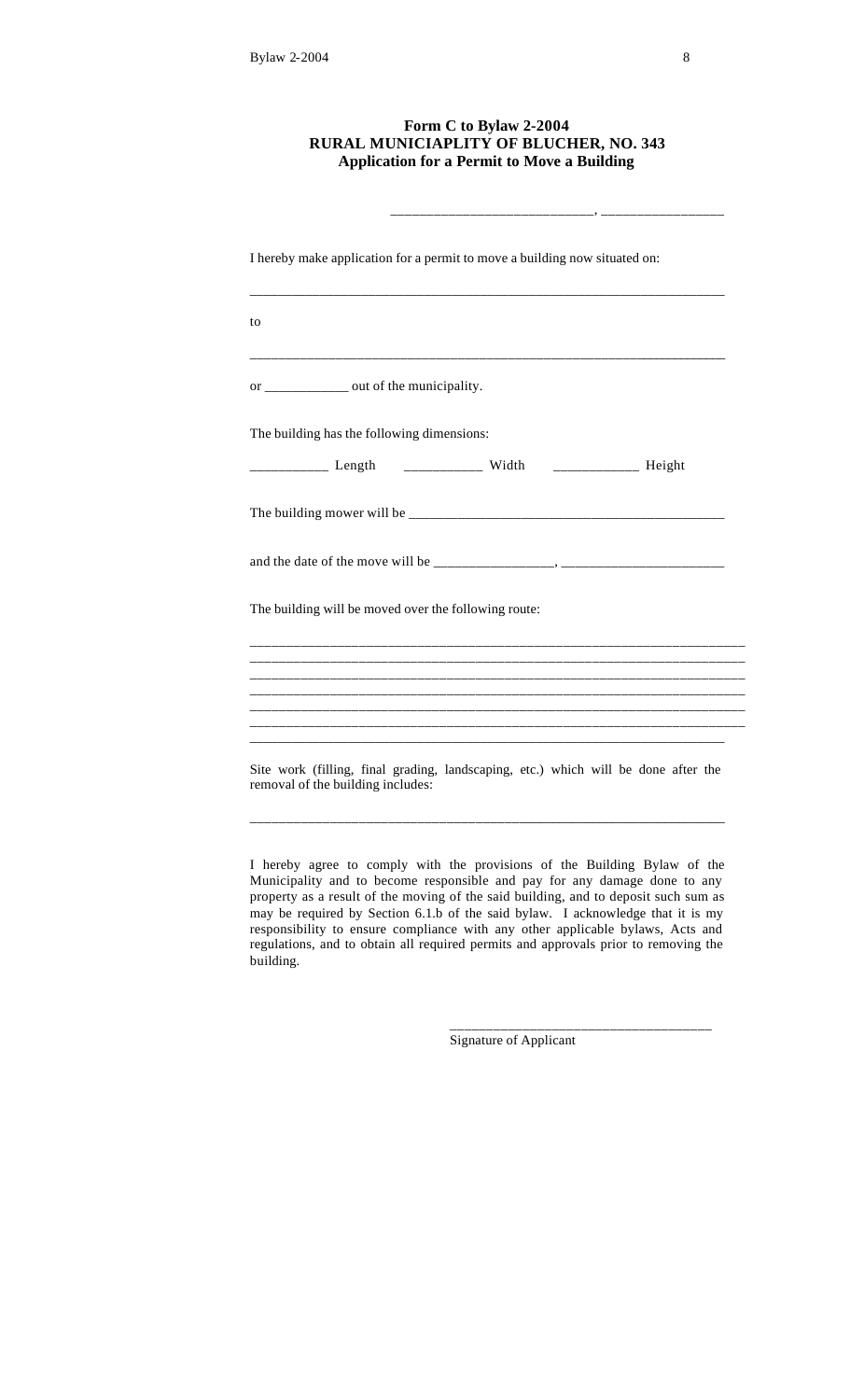**Form C to Bylaw 2-2004**
**RURAL MUNICIAPLITY OF BLUCHER, NO. 343**
**Application for a Permit to Move a Building**

____________________________, _________________

I hereby make application for a permit to move a building now situated on:

_______________________________________________________________________

to

_______________________________________________________________________

or ____________ out of the municipality.

The building has the following dimensions:

___________ Length ___________ Width ____________ Height

The building mower will be _____________________________________________

and the date of the move will be _________________, _______________________

The building will be moved over the following route:

_________________________________________________________________________
_________________________________________________________________________
_________________________________________________________________________
_________________________________________________________________________
_________________________________________________________________________
_________________________________________________________________________
_______________________________________________________________________

Site work (filling, final grading, landscaping, etc.) which will be done after the removal of the building includes:

_______________________________________________________________________

I hereby agree to comply with the provisions of the Building Bylaw of the Municipality and to become responsible and pay for any damage done to any property as a result of the moving of the said building, and to deposit such sum as may be required by Section 6.1.b of the said bylaw. I acknowledge that it is my responsibility to ensure compliance with any other applicable bylaws, Acts and regulations, and to obtain all required permits and approvals prior to removing the building.

_____________________________________
Signature of Applicant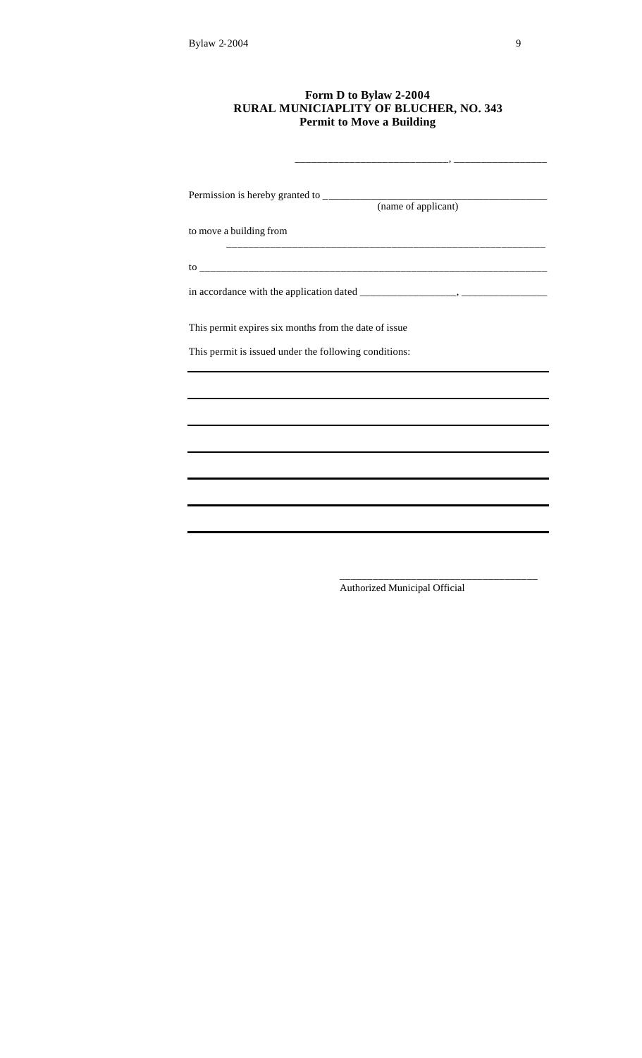**Form D to Bylaw 2-2004**
**RURAL MUNICIAPLITY OF BLUCHER, NO. 343**
**Permit to Move a Building**

____________________________, _________________

Permission is hereby granted to ___________________________________________
(name of applicant)

to move a building from
______________________________________________________________

to _____________________________________________________________________

in accordance with the application dated __________________, ________________

This permit expires six months from the date of issue

This permit is issued under the following conditions:

______________________________________________________________________

______________________________________________________________________

______________________________________________________________________

______________________________________________________________________

______________________________________________________________________

______________________________________________________________________

______________________________________________________________________

_____________________________________
Authorized Municipal Official